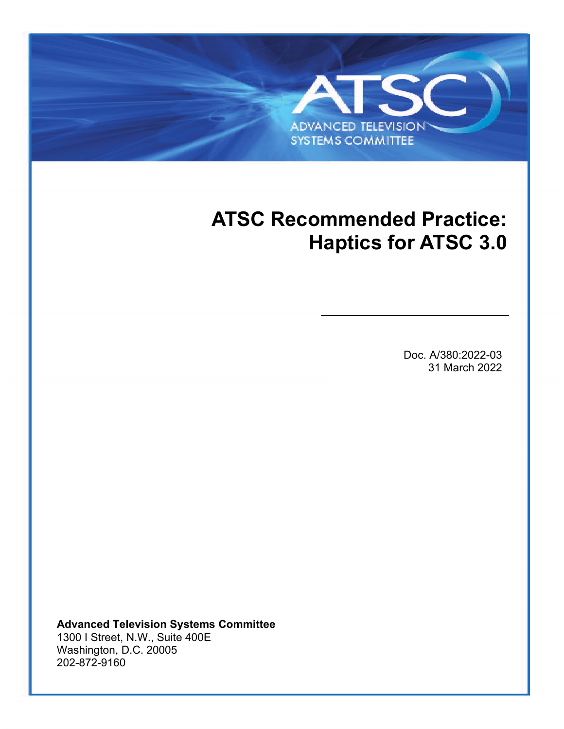# ATSC Recommended Practice: Haptics for ATSC 3.0

Doc. A/380:2022-03
31 March 2022

**Advanced Television Systems Committee**
1300 I Street, N.W., Suite 400E
Washington, D.C. 20005
202-872-9160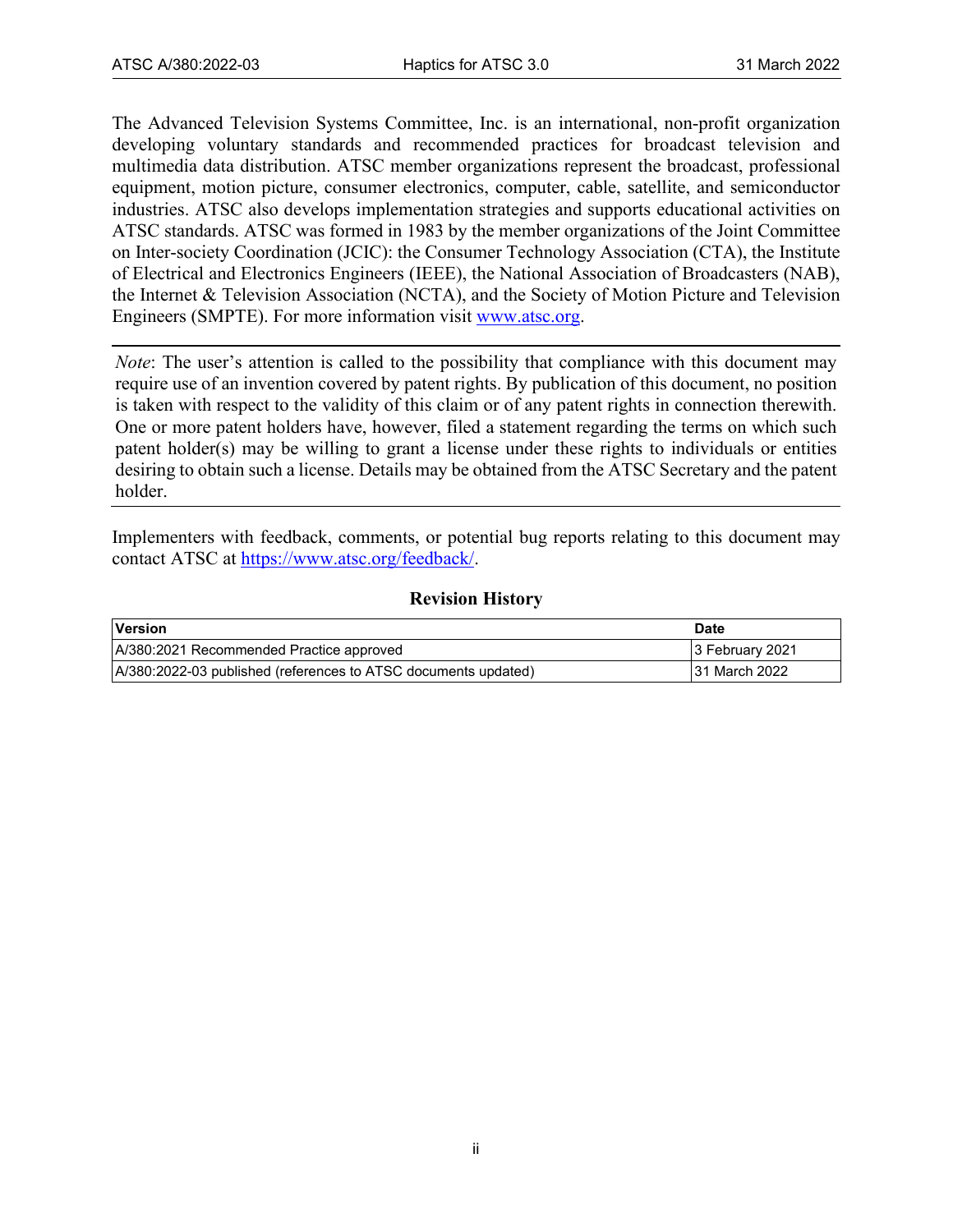The Advanced Television Systems Committee, Inc. is an international, non-profit organization developing voluntary standards and recommended practices for broadcast television and multimedia data distribution. ATSC member organizations represent the broadcast, professional equipment, motion picture, consumer electronics, computer, cable, satellite, and semiconductor industries. ATSC also develops implementation strategies and supports educational activities on ATSC standards. ATSC was formed in 1983 by the member organizations of the Joint Committee on Inter-society Coordination (JCIC): the Consumer Technology Association (CTA), the Institute of Electrical and Electronics Engineers (IEEE), the National Association of Broadcasters (NAB), the Internet & Television Association (NCTA), and the Society of Motion Picture and Television Engineers (SMPTE). For more information visit www.atsc.org.

*Note*: The user's attention is called to the possibility that compliance with this document may require use of an invention covered by patent rights. By publication of this document, no position is taken with respect to the validity of this claim or of any patent rights in connection therewith. One or more patent holders have, however, filed a statement regarding the terms on which such patent holder(s) may be willing to grant a license under these rights to individuals or entities desiring to obtain such a license. Details may be obtained from the ATSC Secretary and the patent holder.

Implementers with feedback, comments, or potential bug reports relating to this document may contact ATSC at https://www.atsc.org/feedback/.

**Revision History**

| Version | Date |
|---|---|
| A/380:2021 Recommended Practice approved | 3 February 2021 |
| A/380:2022-03 published (references to ATSC documents updated) | 31 March 2022 |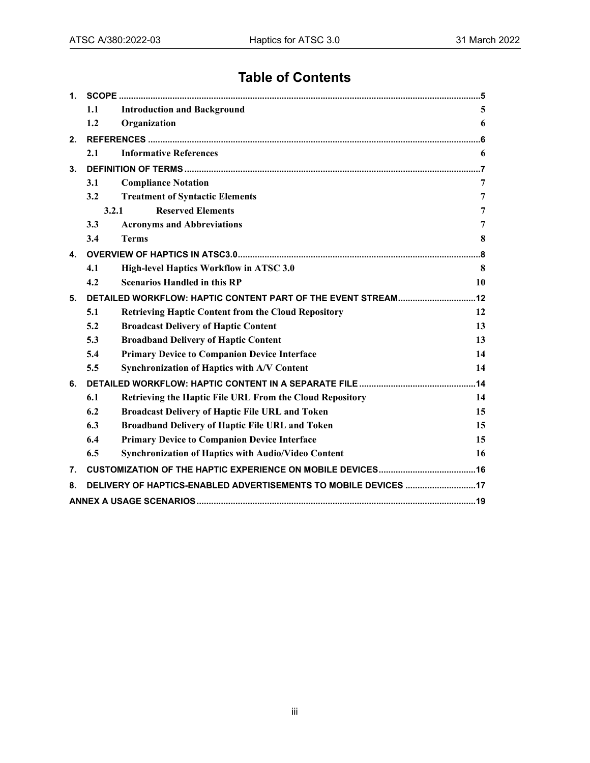# Table of Contents

1. SCOPE .....5
   - 1.1 Introduction and Background 5
   - 1.2 Organization 6
2. REFERENCES .....6
   - 2.1 Informative References 6
3. DEFINITION OF TERMS .....7
   - 3.1 Compliance Notation 7
   - 3.2 Treatment of Syntactic Elements 7
     - 3.2.1 Reserved Elements 7
   - 3.3 Acronyms and Abbreviations 7
   - 3.4 Terms 8
4. OVERVIEW OF HAPTICS IN ATSC3.0 .....8
   - 4.1 High-level Haptics Workflow in ATSC 3.0 8
   - 4.2 Scenarios Handled in this RP 10
5. DETAILED WORKFLOW: HAPTIC CONTENT PART OF THE EVENT STREAM .....12
   - 5.1 Retrieving Haptic Content from the Cloud Repository 12
   - 5.2 Broadcast Delivery of Haptic Content 13
   - 5.3 Broadband Delivery of Haptic Content 13
   - 5.4 Primary Device to Companion Device Interface 14
   - 5.5 Synchronization of Haptics with A/V Content 14
6. DETAILED WORKFLOW: HAPTIC CONTENT IN A SEPARATE FILE .....14
   - 6.1 Retrieving the Haptic File URL From the Cloud Repository 14
   - 6.2 Broadcast Delivery of Haptic File URL and Token 15
   - 6.3 Broadband Delivery of Haptic File URL and Token 15
   - 6.4 Primary Device to Companion Device Interface 15
   - 6.5 Synchronization of Haptics with Audio/Video Content 16
7. CUSTOMIZATION OF THE HAPTIC EXPERIENCE ON MOBILE DEVICES .....16
8. DELIVERY OF HAPTICS-ENABLED ADVERTISEMENTS TO MOBILE DEVICES .....17

ANNEX A USAGE SCENARIOS .....19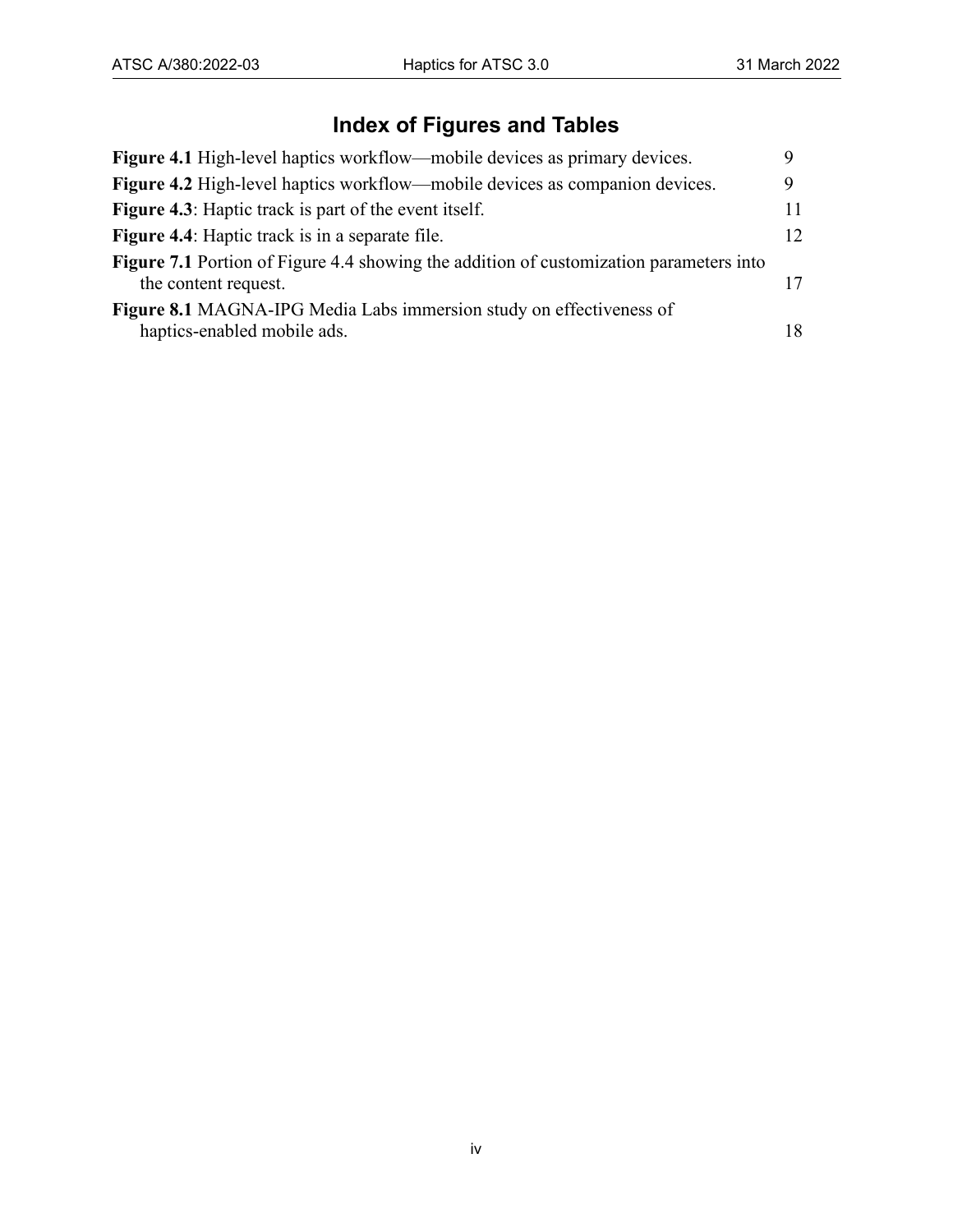# Index of Figures and Tables

**Figure 4.1** High-level haptics workflow—mobile devices as primary devices. 9

**Figure 4.2** High-level haptics workflow—mobile devices as companion devices. 9

**Figure 4.3**: Haptic track is part of the event itself. 11

**Figure 4.4**: Haptic track is in a separate file. 12

**Figure 7.1** Portion of Figure 4.4 showing the addition of customization parameters into the content request. 17

**Figure 8.1** MAGNA-IPG Media Labs immersion study on effectiveness of haptics-enabled mobile ads. 18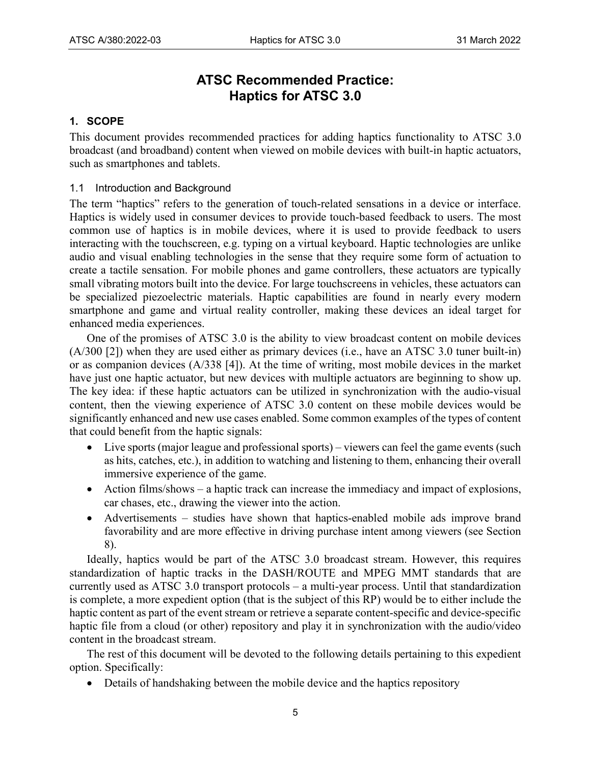# ATSC Recommended Practice: Haptics for ATSC 3.0

## 1. SCOPE

This document provides recommended practices for adding haptics functionality to ATSC 3.0 broadcast (and broadband) content when viewed on mobile devices with built-in haptic actuators, such as smartphones and tablets.

### 1.1 Introduction and Background

The term “haptics” refers to the generation of touch-related sensations in a device or interface. Haptics is widely used in consumer devices to provide touch-based feedback to users. The most common use of haptics is in mobile devices, where it is used to provide feedback to users interacting with the touchscreen, e.g. typing on a virtual keyboard. Haptic technologies are unlike audio and visual enabling technologies in the sense that they require some form of actuation to create a tactile sensation. For mobile phones and game controllers, these actuators are typically small vibrating motors built into the device. For large touchscreens in vehicles, these actuators can be specialized piezoelectric materials. Haptic capabilities are found in nearly every modern smartphone and game and virtual reality controller, making these devices an ideal target for enhanced media experiences.

One of the promises of ATSC 3.0 is the ability to view broadcast content on mobile devices (A/300 [2]) when they are used either as primary devices (i.e., have an ATSC 3.0 tuner built-in) or as companion devices (A/338 [4]). At the time of writing, most mobile devices in the market have just one haptic actuator, but new devices with multiple actuators are beginning to show up. The key idea: if these haptic actuators can be utilized in synchronization with the audio-visual content, then the viewing experience of ATSC 3.0 content on these mobile devices would be significantly enhanced and new use cases enabled. Some common examples of the types of content that could benefit from the haptic signals:

- Live sports (major league and professional sports) – viewers can feel the game events (such as hits, catches, etc.), in addition to watching and listening to them, enhancing their overall immersive experience of the game.
- Action films/shows – a haptic track can increase the immediacy and impact of explosions, car chases, etc., drawing the viewer into the action.
- Advertisements – studies have shown that haptics-enabled mobile ads improve brand favorability and are more effective in driving purchase intent among viewers (see Section 8).

Ideally, haptics would be part of the ATSC 3.0 broadcast stream. However, this requires standardization of haptic tracks in the DASH/ROUTE and MPEG MMT standards that are currently used as ATSC 3.0 transport protocols – a multi-year process. Until that standardization is complete, a more expedient option (that is the subject of this RP) would be to either include the haptic content as part of the event stream or retrieve a separate content-specific and device-specific haptic file from a cloud (or other) repository and play it in synchronization with the audio/video content in the broadcast stream.

The rest of this document will be devoted to the following details pertaining to this expedient option. Specifically:

- Details of handshaking between the mobile device and the haptics repository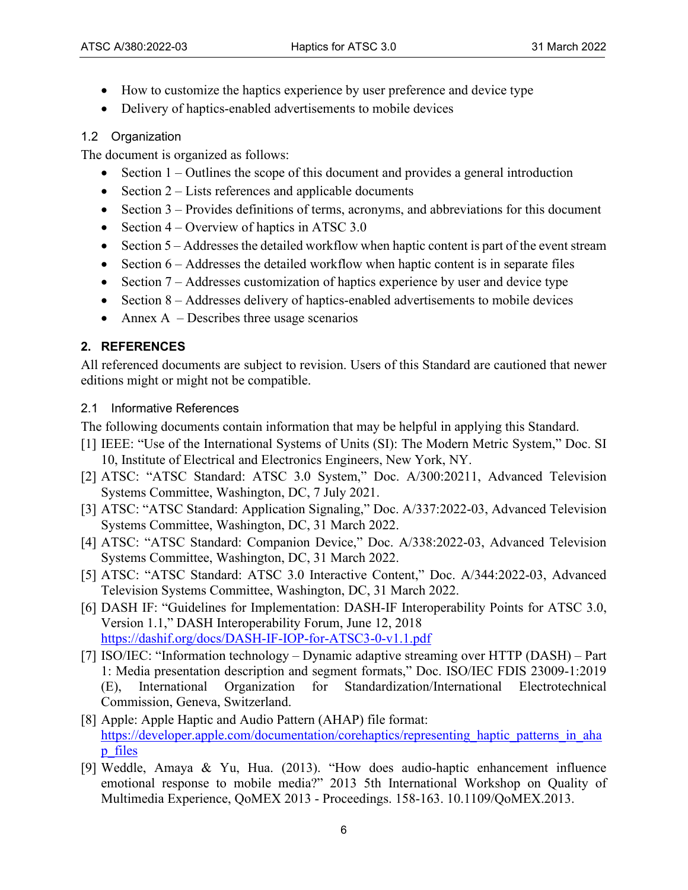- How to customize the haptics experience by user preference and device type
- Delivery of haptics-enabled advertisements to mobile devices

### 1.2 Organization

The document is organized as follows:

- Section 1 – Outlines the scope of this document and provides a general introduction
- Section 2 – Lists references and applicable documents
- Section 3 – Provides definitions of terms, acronyms, and abbreviations for this document
- Section 4 – Overview of haptics in ATSC 3.0
- Section 5 – Addresses the detailed workflow when haptic content is part of the event stream
- Section 6 – Addresses the detailed workflow when haptic content is in separate files
- Section 7 – Addresses customization of haptics experience by user and device type
- Section 8 – Addresses delivery of haptics-enabled advertisements to mobile devices
- Annex A – Describes three usage scenarios

## 2. REFERENCES

All referenced documents are subject to revision. Users of this Standard are cautioned that newer editions might or might not be compatible.

### 2.1 Informative References

The following documents contain information that may be helpful in applying this Standard.

[1] IEEE: "Use of the International Systems of Units (SI): The Modern Metric System," Doc. SI 10, Institute of Electrical and Electronics Engineers, New York, NY.

[2] ATSC: "ATSC Standard: ATSC 3.0 System," Doc. A/300:20211, Advanced Television Systems Committee, Washington, DC, 7 July 2021.

[3] ATSC: "ATSC Standard: Application Signaling," Doc. A/337:2022-03, Advanced Television Systems Committee, Washington, DC, 31 March 2022.

[4] ATSC: "ATSC Standard: Companion Device," Doc. A/338:2022-03, Advanced Television Systems Committee, Washington, DC, 31 March 2022.

[5] ATSC: "ATSC Standard: ATSC 3.0 Interactive Content," Doc. A/344:2022-03, Advanced Television Systems Committee, Washington, DC, 31 March 2022.

[6] DASH IF: "Guidelines for Implementation: DASH-IF Interoperability Points for ATSC 3.0, Version 1.1," DASH Interoperability Forum, June 12, 2018 https://dashif.org/docs/DASH-IF-IOP-for-ATSC3-0-v1.1.pdf

[7] ISO/IEC: "Information technology – Dynamic adaptive streaming over HTTP (DASH) – Part 1: Media presentation description and segment formats," Doc. ISO/IEC FDIS 23009-1:2019 (E), International Organization for Standardization/International Electrotechnical Commission, Geneva, Switzerland.

[8] Apple: Apple Haptic and Audio Pattern (AHAP) file format: https://developer.apple.com/documentation/corehaptics/representing_haptic_patterns_in_ahap_files

[9] Weddle, Amaya & Yu, Hua. (2013). "How does audio-haptic enhancement influence emotional response to mobile media?" 2013 5th International Workshop on Quality of Multimedia Experience, QoMEX 2013 - Proceedings. 158-163. 10.1109/QoMEX.2013.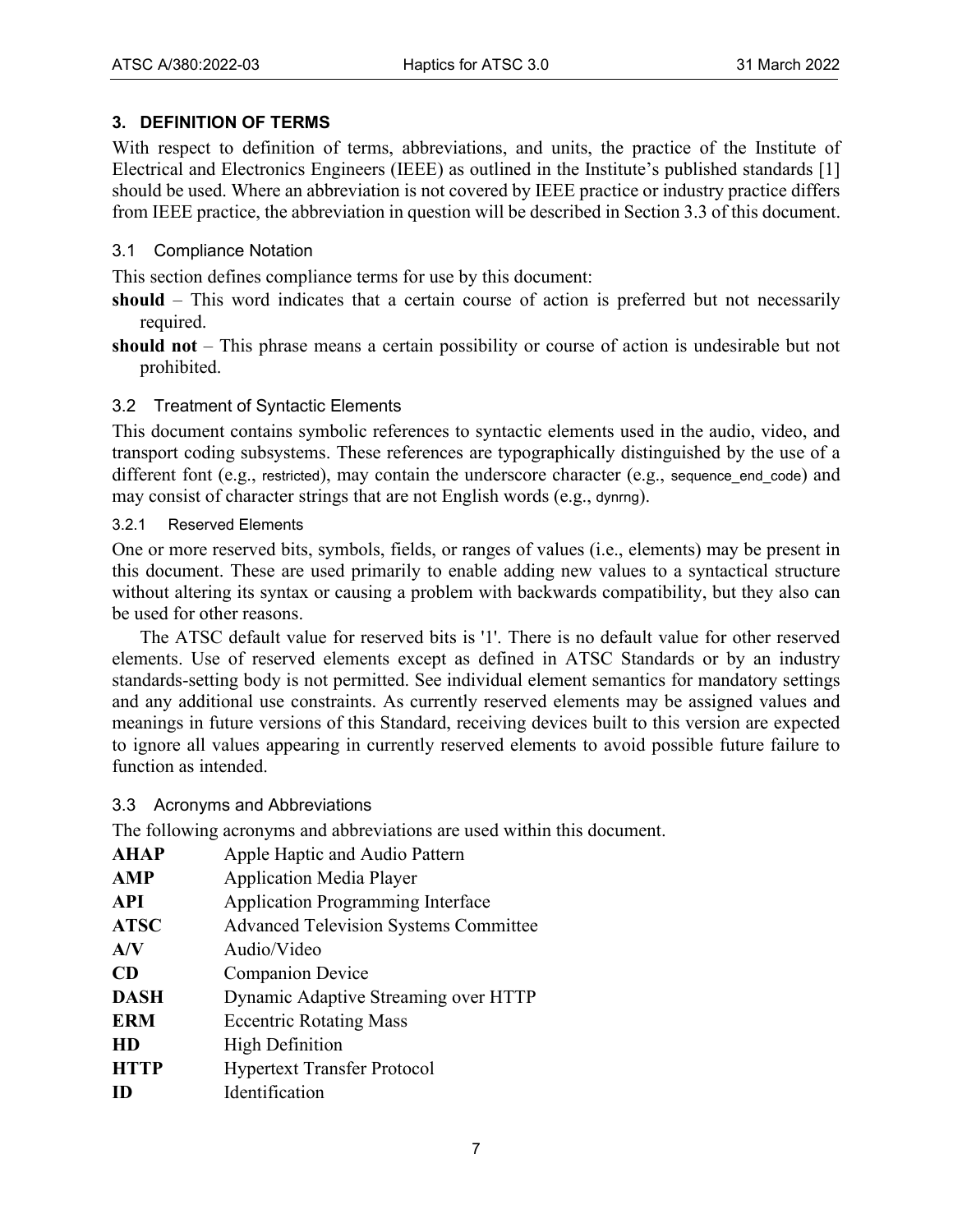## 3. DEFINITION OF TERMS

With respect to definition of terms, abbreviations, and units, the practice of the Institute of Electrical and Electronics Engineers (IEEE) as outlined in the Institute's published standards [1] should be used. Where an abbreviation is not covered by IEEE practice or industry practice differs from IEEE practice, the abbreviation in question will be described in Section 3.3 of this document.

### 3.1 Compliance Notation

This section defines compliance terms for use by this document:

**should** – This word indicates that a certain course of action is preferred but not necessarily required.

**should not** – This phrase means a certain possibility or course of action is undesirable but not prohibited.

### 3.2 Treatment of Syntactic Elements

This document contains symbolic references to syntactic elements used in the audio, video, and transport coding subsystems. These references are typographically distinguished by the use of a different font (e.g., restricted), may contain the underscore character (e.g., sequence_end_code) and may consist of character strings that are not English words (e.g., dynrng).

#### 3.2.1 Reserved Elements

One or more reserved bits, symbols, fields, or ranges of values (i.e., elements) may be present in this document. These are used primarily to enable adding new values to a syntactical structure without altering its syntax or causing a problem with backwards compatibility, but they also can be used for other reasons.

The ATSC default value for reserved bits is '1'. There is no default value for other reserved elements. Use of reserved elements except as defined in ATSC Standards or by an industry standards-setting body is not permitted. See individual element semantics for mandatory settings and any additional use constraints. As currently reserved elements may be assigned values and meanings in future versions of this Standard, receiving devices built to this version are expected to ignore all values appearing in currently reserved elements to avoid possible future failure to function as intended.

### 3.3 Acronyms and Abbreviations

The following acronyms and abbreviations are used within this document.

| | |
|---|---|
| **AHAP** | Apple Haptic and Audio Pattern |
| **AMP** | Application Media Player |
| **API** | Application Programming Interface |
| **ATSC** | Advanced Television Systems Committee |
| **A/V** | Audio/Video |
| **CD** | Companion Device |
| **DASH** | Dynamic Adaptive Streaming over HTTP |
| **ERM** | Eccentric Rotating Mass |
| **HD** | High Definition |
| **HTTP** | Hypertext Transfer Protocol |
| **ID** | Identification |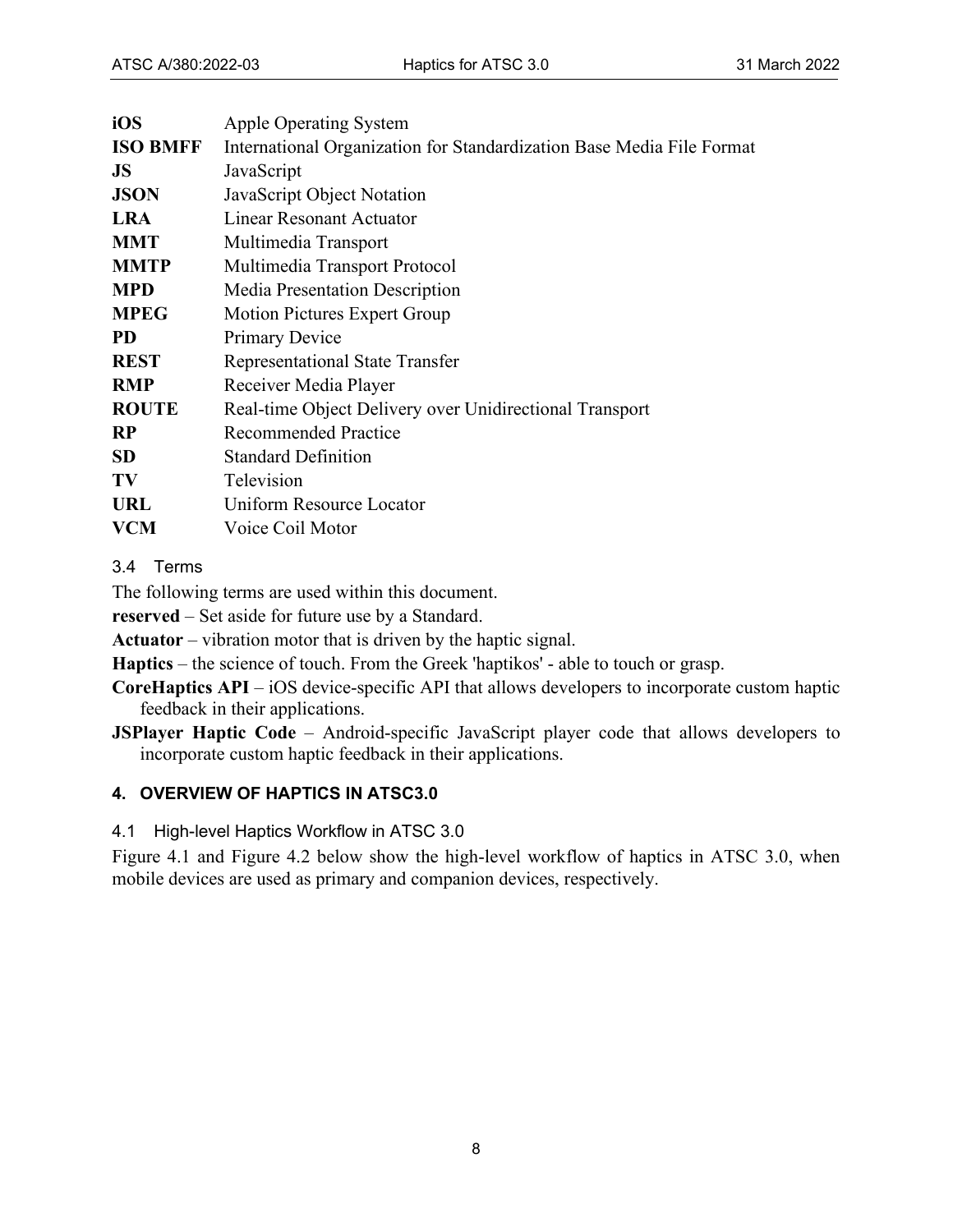| | |
|---|---|
| **iOS** | Apple Operating System |
| **ISO BMFF** | International Organization for Standardization Base Media File Format |
| **JS** | JavaScript |
| **JSON** | JavaScript Object Notation |
| **LRA** | Linear Resonant Actuator |
| **MMT** | Multimedia Transport |
| **MMTP** | Multimedia Transport Protocol |
| **MPD** | Media Presentation Description |
| **MPEG** | Motion Pictures Expert Group |
| **PD** | Primary Device |
| **REST** | Representational State Transfer |
| **RMP** | Receiver Media Player |
| **ROUTE** | Real-time Object Delivery over Unidirectional Transport |
| **RP** | Recommended Practice |
| **SD** | Standard Definition |
| **TV** | Television |
| **URL** | Uniform Resource Locator |
| **VCM** | Voice Coil Motor |

### 3.4 Terms

The following terms are used within this document.

**reserved** – Set aside for future use by a Standard.

**Actuator** – vibration motor that is driven by the haptic signal.

**Haptics** – the science of touch. From the Greek 'haptikos' - able to touch or grasp.

**CoreHaptics API** – iOS device-specific API that allows developers to incorporate custom haptic feedback in their applications.

**JSPlayer Haptic Code** – Android-specific JavaScript player code that allows developers to incorporate custom haptic feedback in their applications.

## 4. OVERVIEW OF HAPTICS IN ATSC3.0

### 4.1 High-level Haptics Workflow in ATSC 3.0

Figure 4.1 and Figure 4.2 below show the high-level workflow of haptics in ATSC 3.0, when mobile devices are used as primary and companion devices, respectively.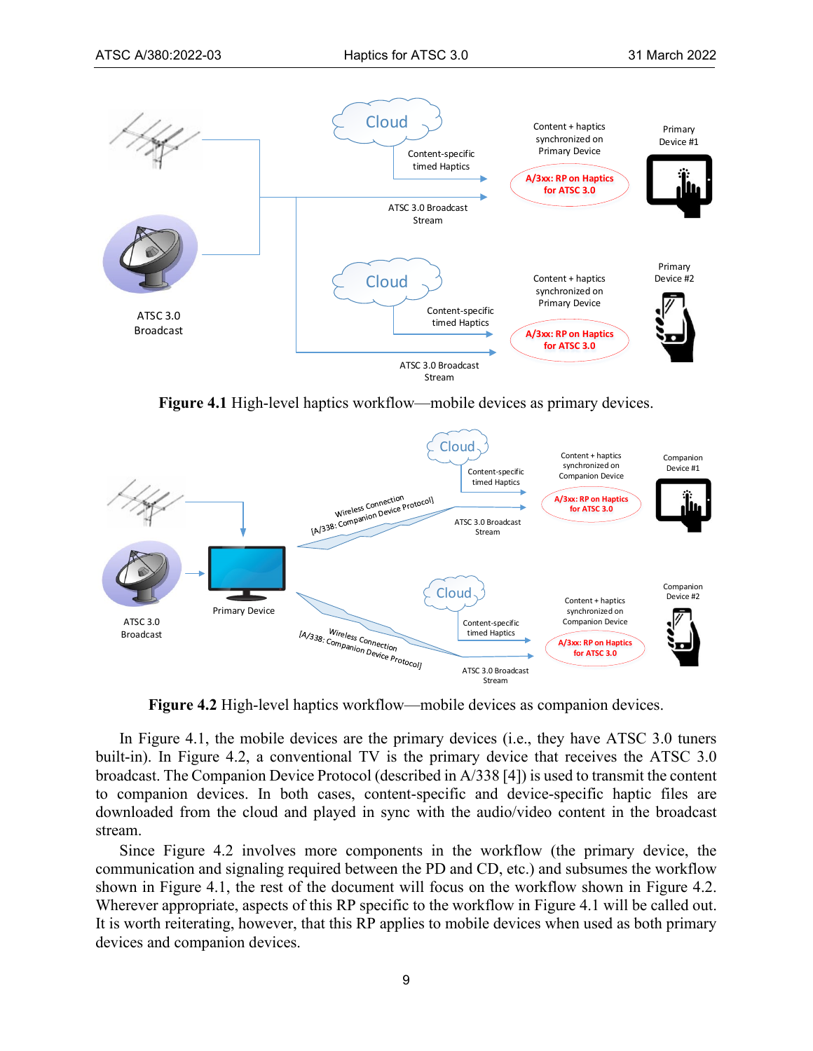Cloud

Content-specific timed Haptics

Content + haptics synchronized on Primary Device

Primary Device #1

A/3xx: RP on Haptics for ATSC 3.0

ATSC 3.0 Broadcast Stream

Cloud

Content-specific timed Haptics

Content + haptics synchronized on Primary Device

Primary Device #2

A/3xx: RP on Haptics for ATSC 3.0

ATSC 3.0 Broadcast

ATSC 3.0 Broadcast Stream

**Figure 4.1** High-level haptics workflow—mobile devices as primary devices.

Cloud

Content-specific timed Haptics

Content + haptics synchronized on Companion Device

Companion Device #1

A/3xx: RP on Haptics for ATSC 3.0

Wireless Connection [A/338: Companion Device Protocol]

ATSC 3.0 Broadcast Stream

ATSC 3.0 Broadcast

Primary Device

Cloud

Content-specific timed Haptics

Content + haptics synchronized on Companion Device

Companion Device #2

A/3xx: RP on Haptics for ATSC 3.0

Wireless Connection [A/338: Companion Device Protocol]

ATSC 3.0 Broadcast Stream

**Figure 4.2** High-level haptics workflow—mobile devices as companion devices.

In Figure 4.1, the mobile devices are the primary devices (i.e., they have ATSC 3.0 tuners built-in). In Figure 4.2, a conventional TV is the primary device that receives the ATSC 3.0 broadcast. The Companion Device Protocol (described in A/338 [4]) is used to transmit the content to companion devices. In both cases, content-specific and device-specific haptic files are downloaded from the cloud and played in sync with the audio/video content in the broadcast stream.

Since Figure 4.2 involves more components in the workflow (the primary device, the communication and signaling required between the PD and CD, etc.) and subsumes the workflow shown in Figure 4.1, the rest of the document will focus on the workflow shown in Figure 4.2. Wherever appropriate, aspects of this RP specific to the workflow in Figure 4.1 will be called out. It is worth reiterating, however, that this RP applies to mobile devices when used as both primary devices and companion devices.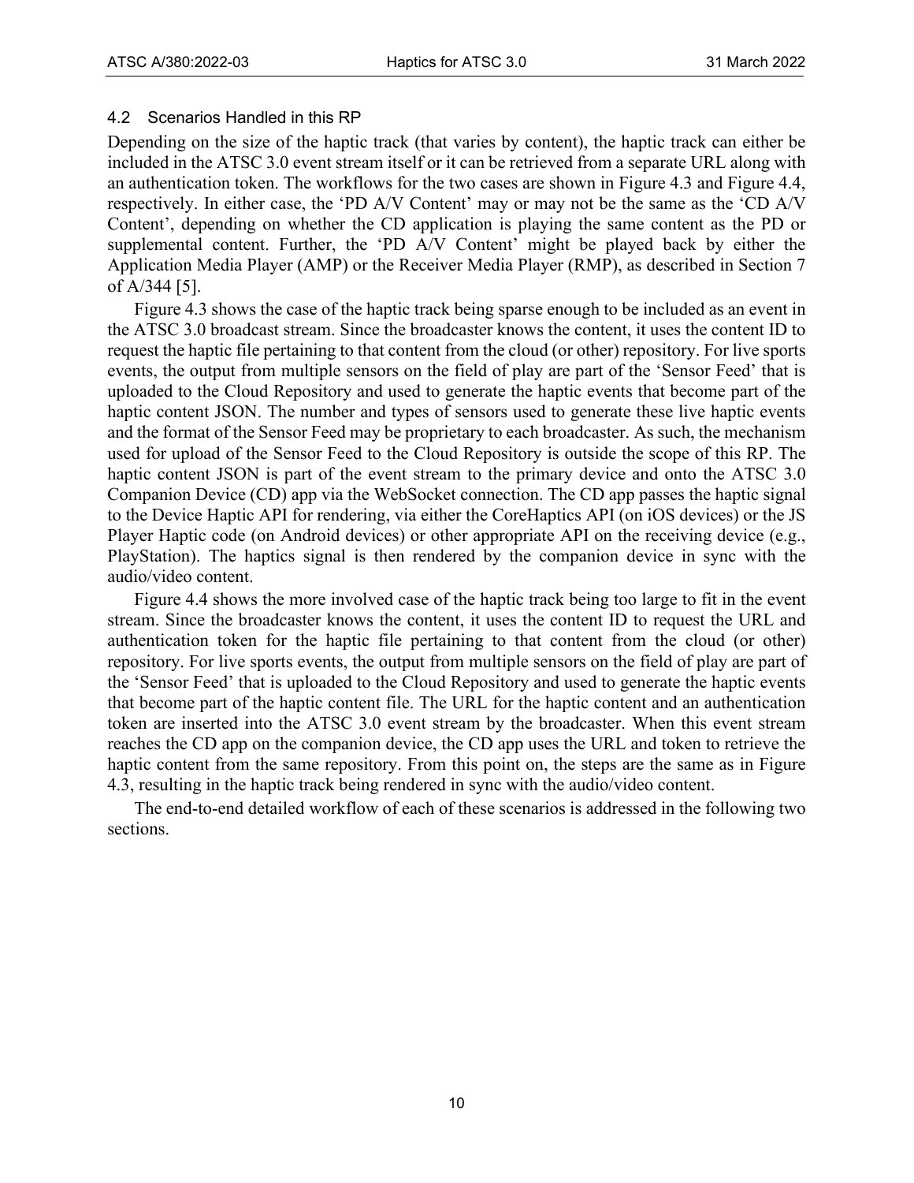### 4.2 Scenarios Handled in this RP

Depending on the size of the haptic track (that varies by content), the haptic track can either be included in the ATSC 3.0 event stream itself or it can be retrieved from a separate URL along with an authentication token. The workflows for the two cases are shown in Figure 4.3 and Figure 4.4, respectively. In either case, the 'PD A/V Content' may or may not be the same as the 'CD A/V Content', depending on whether the CD application is playing the same content as the PD or supplemental content. Further, the 'PD A/V Content' might be played back by either the Application Media Player (AMP) or the Receiver Media Player (RMP), as described in Section 7 of A/344 [5].

Figure 4.3 shows the case of the haptic track being sparse enough to be included as an event in the ATSC 3.0 broadcast stream. Since the broadcaster knows the content, it uses the content ID to request the haptic file pertaining to that content from the cloud (or other) repository. For live sports events, the output from multiple sensors on the field of play are part of the 'Sensor Feed' that is uploaded to the Cloud Repository and used to generate the haptic events that become part of the haptic content JSON. The number and types of sensors used to generate these live haptic events and the format of the Sensor Feed may be proprietary to each broadcaster. As such, the mechanism used for upload of the Sensor Feed to the Cloud Repository is outside the scope of this RP. The haptic content JSON is part of the event stream to the primary device and onto the ATSC 3.0 Companion Device (CD) app via the WebSocket connection. The CD app passes the haptic signal to the Device Haptic API for rendering, via either the CoreHaptics API (on iOS devices) or the JS Player Haptic code (on Android devices) or other appropriate API on the receiving device (e.g., PlayStation). The haptics signal is then rendered by the companion device in sync with the audio/video content.

Figure 4.4 shows the more involved case of the haptic track being too large to fit in the event stream. Since the broadcaster knows the content, it uses the content ID to request the URL and authentication token for the haptic file pertaining to that content from the cloud (or other) repository. For live sports events, the output from multiple sensors on the field of play are part of the 'Sensor Feed' that is uploaded to the Cloud Repository and used to generate the haptic events that become part of the haptic content file. The URL for the haptic content and an authentication token are inserted into the ATSC 3.0 event stream by the broadcaster. When this event stream reaches the CD app on the companion device, the CD app uses the URL and token to retrieve the haptic content from the same repository. From this point on, the steps are the same as in Figure 4.3, resulting in the haptic track being rendered in sync with the audio/video content.

The end-to-end detailed workflow of each of these scenarios is addressed in the following two sections.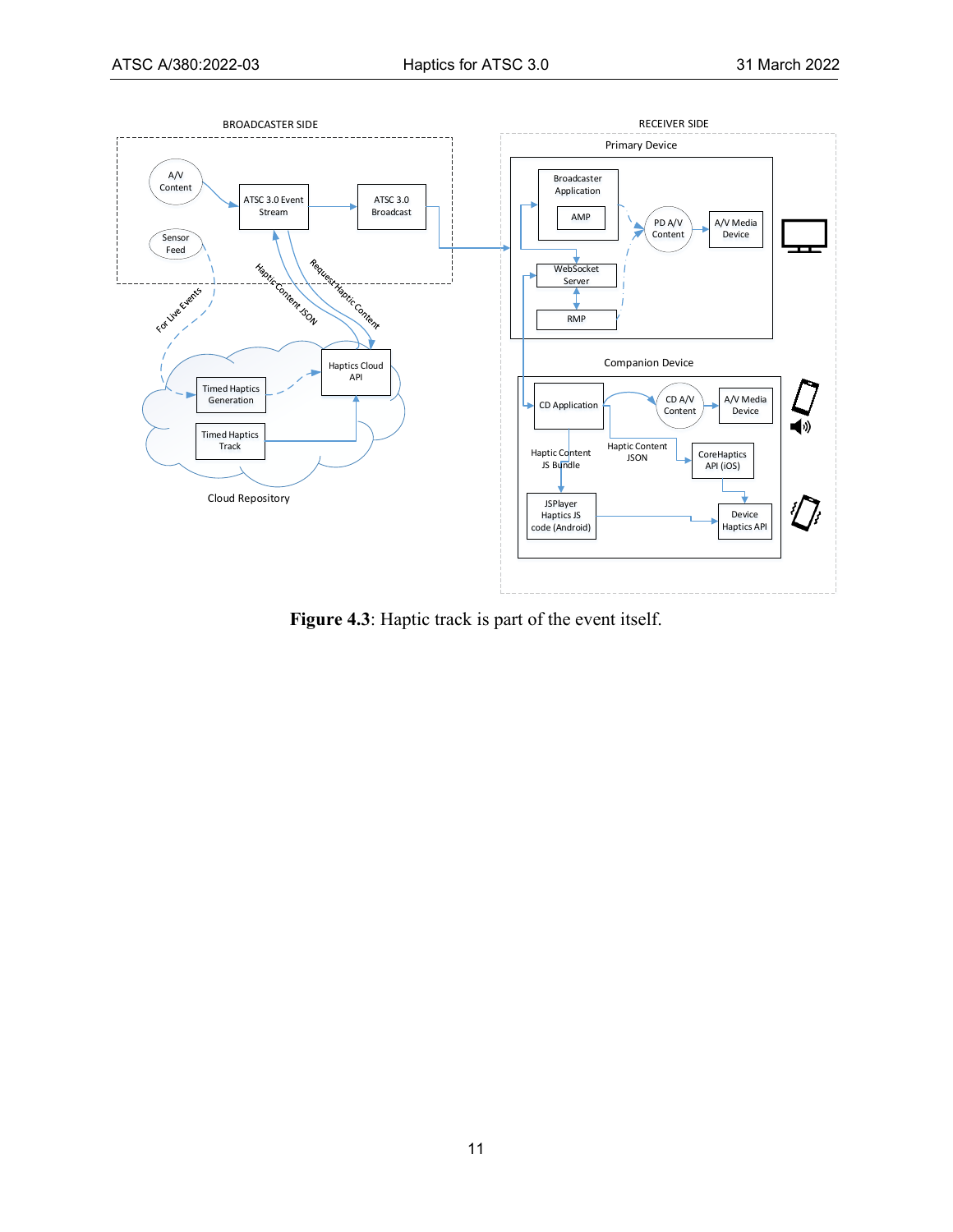BROADCASTER SIDE

A/V Content

Sensor Feed

ATSC 3.0 Event Stream

ATSC 3.0 Broadcast

For Live Events

Haptic Content JSON

Request Haptic Content

Timed Haptics Generation

Timed Haptics Track

Haptics Cloud API

Cloud Repository

RECEIVER SIDE

Primary Device

Broadcaster Application

AMP

PD A/V Content

A/V Media Device

WebSocket Server

RMP

Companion Device

CD Application

CD A/V Content

A/V Media Device

Haptic Content JS Bundle

Haptic Content JSON

CoreHaptics API (iOS)

JSPlayer Haptics JS code (Android)

Device Haptics API

**Figure 4.3**: Haptic track is part of the event itself.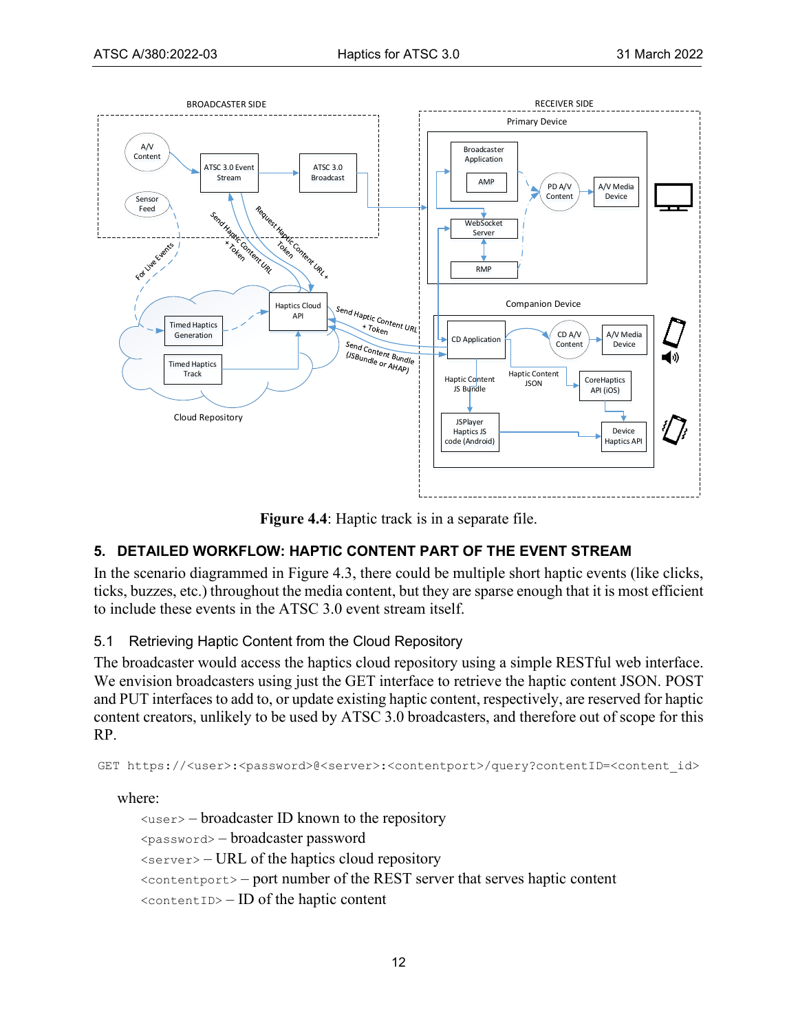**Figure 4.4**: Haptic track is in a separate file.

## 5. DETAILED WORKFLOW: HAPTIC CONTENT PART OF THE EVENT STREAM

In the scenario diagrammed in Figure 4.3, there could be multiple short haptic events (like clicks, ticks, buzzes, etc.) throughout the media content, but they are sparse enough that it is most efficient to include these events in the ATSC 3.0 event stream itself.

### 5.1 Retrieving Haptic Content from the Cloud Repository

The broadcaster would access the haptics cloud repository using a simple RESTful web interface. We envision broadcasters using just the GET interface to retrieve the haptic content JSON. POST and PUT interfaces to add to, or update existing haptic content, respectively, are reserved for haptic content creators, unlikely to be used by ATSC 3.0 broadcasters, and therefore out of scope for this RP.

```
GET https://<user>:<password>@<server>:<contentport>/query?contentID=<content_id>
```

where:

- `<user>` – broadcaster ID known to the repository
- `<password>` – broadcaster password
- `<server>` – URL of the haptics cloud repository
- `<contentport>` – port number of the REST server that serves haptic content
- `<contentID>` – ID of the haptic content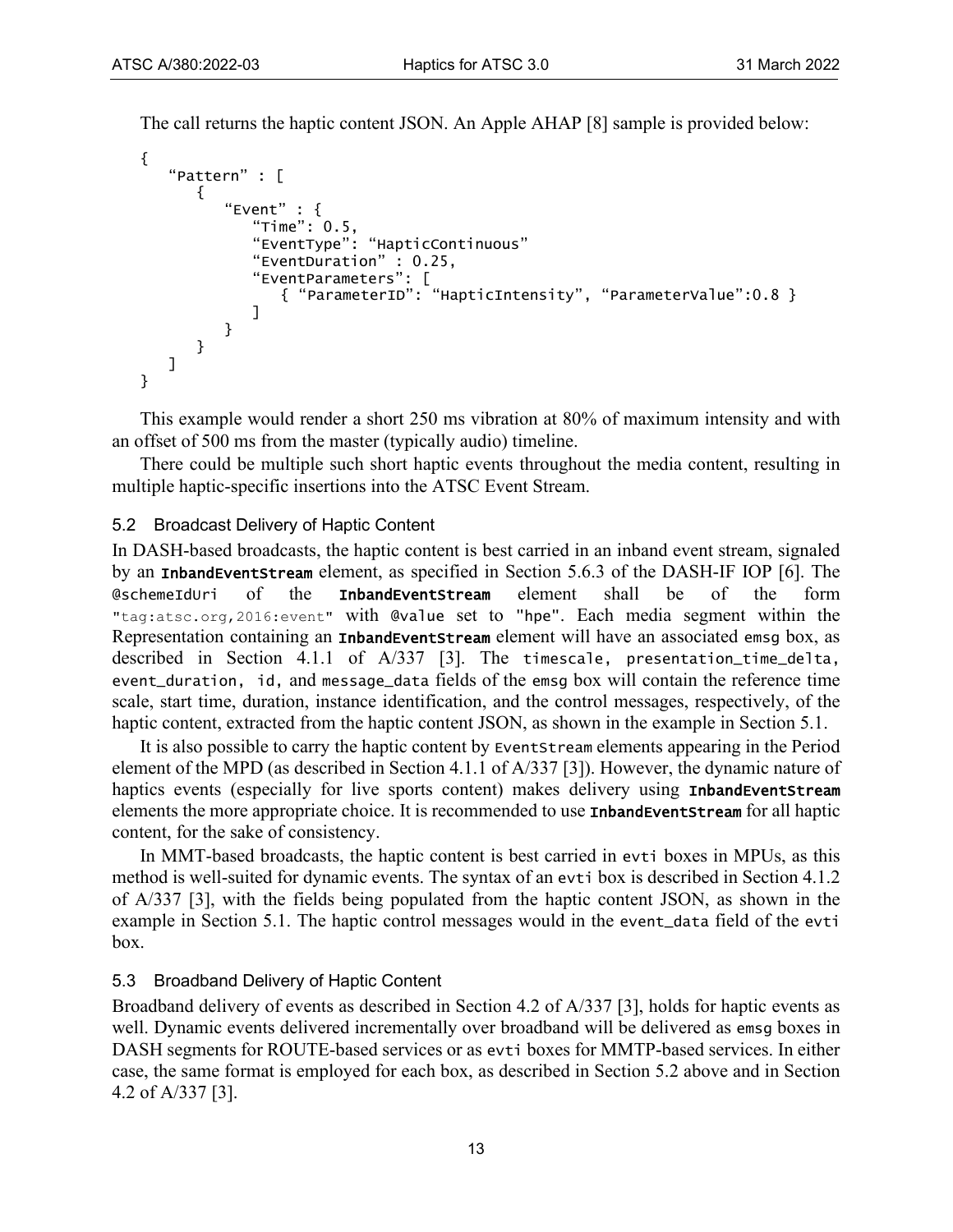The call returns the haptic content JSON. An Apple AHAP [8] sample is provided below:

```
{
   “Pattern” : [
      {
         “Event” : {
            “Time”: 0.5,
            “EventType”: “HapticContinuous”
            “EventDuration” : 0.25,
            “EventParameters”: [
               { “ParameterID”: “HapticIntensity”, “ParameterValue”:0.8 }
            ]
         }
      }
   ]
}
```

This example would render a short 250 ms vibration at 80% of maximum intensity and with an offset of 500 ms from the master (typically audio) timeline.

There could be multiple such short haptic events throughout the media content, resulting in multiple haptic-specific insertions into the ATSC Event Stream.

### 5.2 Broadcast Delivery of Haptic Content

In DASH-based broadcasts, the haptic content is best carried in an inband event stream, signaled by an **InbandEventStream** element, as specified in Section 5.6.3 of the DASH-IF IOP [6]. The @schemeIdUri of the **InbandEventStream** element shall be of the form "tag:atsc.org,2016:event" with @value set to "hpe". Each media segment within the Representation containing an **InbandEventStream** element will have an associated emsg box, as described in Section 4.1.1 of A/337 [3]. The timescale, presentation_time_delta, event_duration, id, and message_data fields of the emsg box will contain the reference time scale, start time, duration, instance identification, and the control messages, respectively, of the haptic content, extracted from the haptic content JSON, as shown in the example in Section 5.1.

It is also possible to carry the haptic content by EventStream elements appearing in the Period element of the MPD (as described in Section 4.1.1 of A/337 [3]). However, the dynamic nature of haptics events (especially for live sports content) makes delivery using **InbandEventStream** elements the more appropriate choice. It is recommended to use **InbandEventStream** for all haptic content, for the sake of consistency.

In MMT-based broadcasts, the haptic content is best carried in evti boxes in MPUs, as this method is well-suited for dynamic events. The syntax of an evti box is described in Section 4.1.2 of A/337 [3], with the fields being populated from the haptic content JSON, as shown in the example in Section 5.1. The haptic control messages would in the event_data field of the evti box.

### 5.3 Broadband Delivery of Haptic Content

Broadband delivery of events as described in Section 4.2 of A/337 [3], holds for haptic events as well. Dynamic events delivered incrementally over broadband will be delivered as emsg boxes in DASH segments for ROUTE-based services or as evti boxes for MMTP-based services. In either case, the same format is employed for each box, as described in Section 5.2 above and in Section 4.2 of A/337 [3].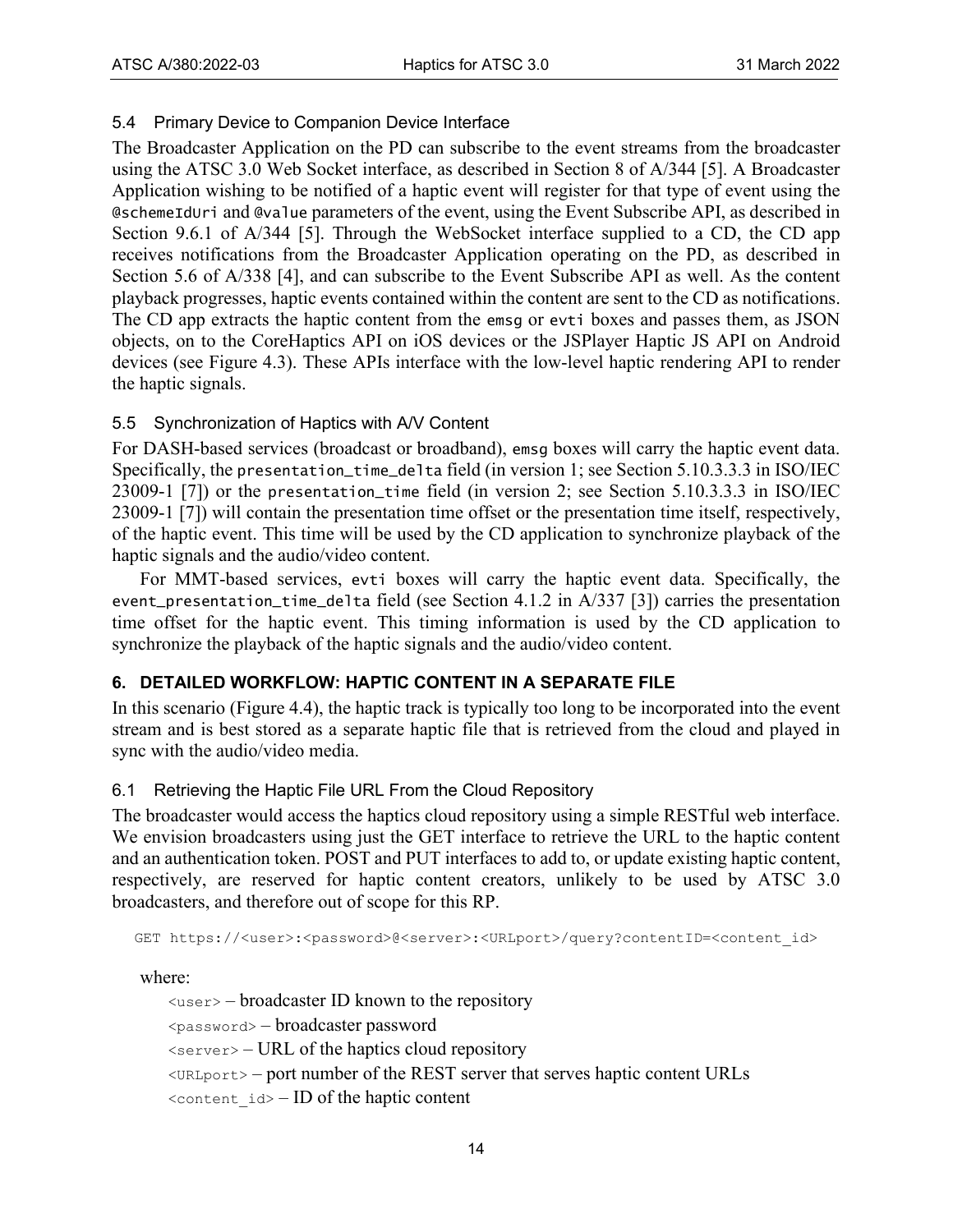### 5.4 Primary Device to Companion Device Interface

The Broadcaster Application on the PD can subscribe to the event streams from the broadcaster using the ATSC 3.0 Web Socket interface, as described in Section 8 of A/344 [5]. A Broadcaster Application wishing to be notified of a haptic event will register for that type of event using the `@schemeIdUri` and `@value` parameters of the event, using the Event Subscribe API, as described in Section 9.6.1 of A/344 [5]. Through the WebSocket interface supplied to a CD, the CD app receives notifications from the Broadcaster Application operating on the PD, as described in Section 5.6 of A/338 [4], and can subscribe to the Event Subscribe API as well. As the content playback progresses, haptic events contained within the content are sent to the CD as notifications. The CD app extracts the haptic content from the `emsg` or `evti` boxes and passes them, as JSON objects, on to the CoreHaptics API on iOS devices or the JSPlayer Haptic JS API on Android devices (see Figure 4.3). These APIs interface with the low-level haptic rendering API to render the haptic signals.

### 5.5 Synchronization of Haptics with A/V Content

For DASH-based services (broadcast or broadband), `emsg` boxes will carry the haptic event data. Specifically, the `presentation_time_delta` field (in version 1; see Section 5.10.3.3.3 in ISO/IEC 23009-1 [7]) or the `presentation_time` field (in version 2; see Section 5.10.3.3.3 in ISO/IEC 23009-1 [7]) will contain the presentation time offset or the presentation time itself, respectively, of the haptic event. This time will be used by the CD application to synchronize playback of the haptic signals and the audio/video content.

For MMT-based services, `evti` boxes will carry the haptic event data. Specifically, the `event_presentation_time_delta` field (see Section 4.1.2 in A/337 [3]) carries the presentation time offset for the haptic event. This timing information is used by the CD application to synchronize the playback of the haptic signals and the audio/video content.

## 6. DETAILED WORKFLOW: HAPTIC CONTENT IN A SEPARATE FILE

In this scenario (Figure 4.4), the haptic track is typically too long to be incorporated into the event stream and is best stored as a separate haptic file that is retrieved from the cloud and played in sync with the audio/video media.

### 6.1 Retrieving the Haptic File URL From the Cloud Repository

The broadcaster would access the haptics cloud repository using a simple RESTful web interface. We envision broadcasters using just the GET interface to retrieve the URL to the haptic content and an authentication token. POST and PUT interfaces to add to, or update existing haptic content, respectively, are reserved for haptic content creators, unlikely to be used by ATSC 3.0 broadcasters, and therefore out of scope for this RP.

```
GET https://<user>:<password>@<server>:<URLport>/query?contentID=<content_id>
```

where:

- `<user>` – broadcaster ID known to the repository
- `<password>` – broadcaster password
- `<server>` – URL of the haptics cloud repository
- `<URLport>` – port number of the REST server that serves haptic content URLs
- `<content_id>` – ID of the haptic content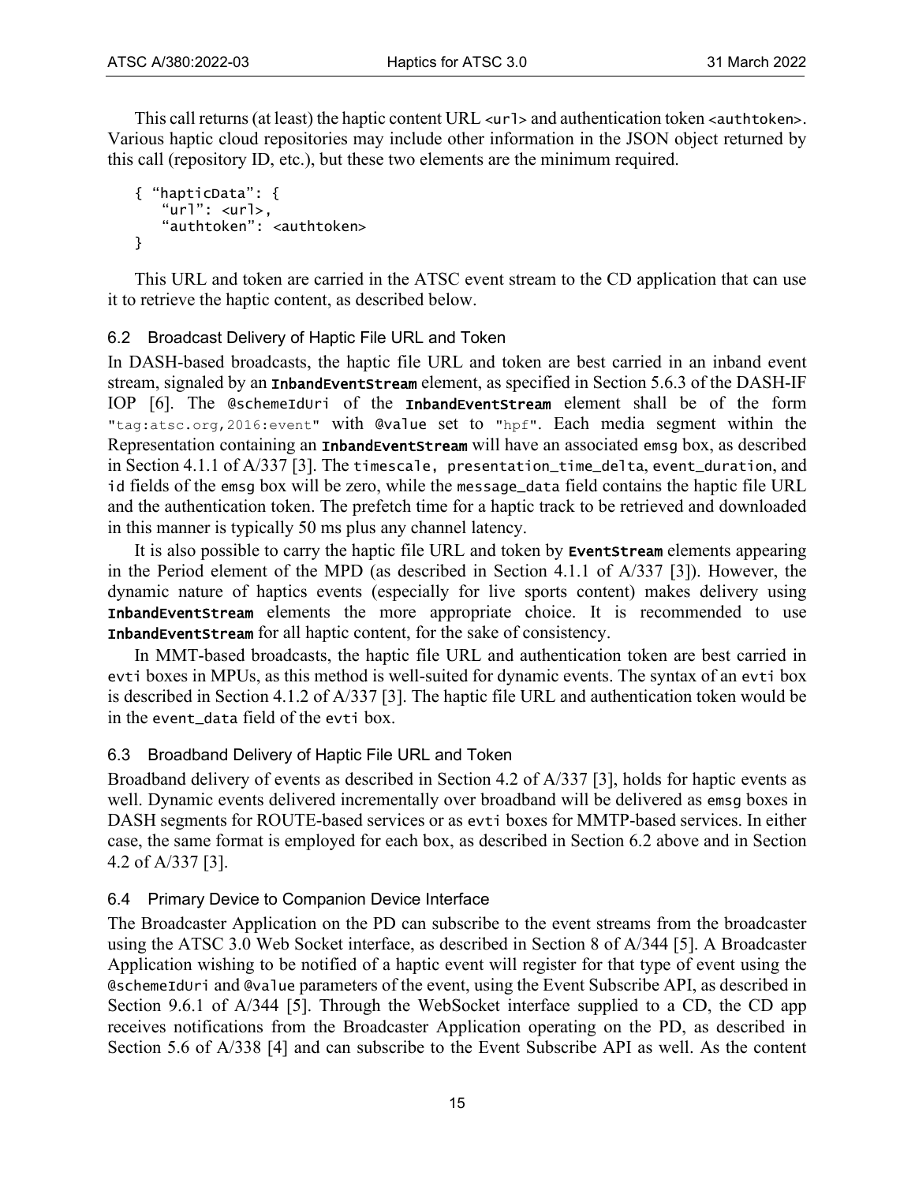This call returns (at least) the haptic content URL `<url>` and authentication token `<authtoken>`. Various haptic cloud repositories may include other information in the JSON object returned by this call (repository ID, etc.), but these two elements are the minimum required.

```
{ “hapticData”: {
    “url”: <url>,
    “authtoken”: <authtoken>
}
```

This URL and token are carried in the ATSC event stream to the CD application that can use it to retrieve the haptic content, as described below.

## 6.2 Broadcast Delivery of Haptic File URL and Token

In DASH-based broadcasts, the haptic file URL and token are best carried in an inband event stream, signaled by an **InbandEventStream** element, as specified in Section 5.6.3 of the DASH-IF IOP [6]. The `@schemeIdUri` of the **InbandEventStream** element shall be of the form `"tag:atsc.org,2016:event"` with `@value` set to `"hpf"`. Each media segment within the Representation containing an **InbandEventStream** will have an associated `emsg` box, as described in Section 4.1.1 of A/337 [3]. The `timescale, presentation_time_delta`, `event_duration`, and `id` fields of the `emsg` box will be zero, while the `message_data` field contains the haptic file URL and the authentication token. The prefetch time for a haptic track to be retrieved and downloaded in this manner is typically 50 ms plus any channel latency.

It is also possible to carry the haptic file URL and token by **EventStream** elements appearing in the Period element of the MPD (as described in Section 4.1.1 of A/337 [3]). However, the dynamic nature of haptics events (especially for live sports content) makes delivery using **InbandEventStream** elements the more appropriate choice. It is recommended to use **InbandEventStream** for all haptic content, for the sake of consistency.

In MMT-based broadcasts, the haptic file URL and authentication token are best carried in `evti` boxes in MPUs, as this method is well-suited for dynamic events. The syntax of an `evti` box is described in Section 4.1.2 of A/337 [3]. The haptic file URL and authentication token would be in the `event_data` field of the `evti` box.

## 6.3 Broadband Delivery of Haptic File URL and Token

Broadband delivery of events as described in Section 4.2 of A/337 [3], holds for haptic events as well. Dynamic events delivered incrementally over broadband will be delivered as `emsg` boxes in DASH segments for ROUTE-based services or as `evti` boxes for MMTP-based services. In either case, the same format is employed for each box, as described in Section 6.2 above and in Section 4.2 of A/337 [3].

## 6.4 Primary Device to Companion Device Interface

The Broadcaster Application on the PD can subscribe to the event streams from the broadcaster using the ATSC 3.0 Web Socket interface, as described in Section 8 of A/344 [5]. A Broadcaster Application wishing to be notified of a haptic event will register for that type of event using the `@schemeIdUri` and `@value` parameters of the event, using the Event Subscribe API, as described in Section 9.6.1 of A/344 [5]. Through the WebSocket interface supplied to a CD, the CD app receives notifications from the Broadcaster Application operating on the PD, as described in Section 5.6 of A/338 [4] and can subscribe to the Event Subscribe API as well. As the content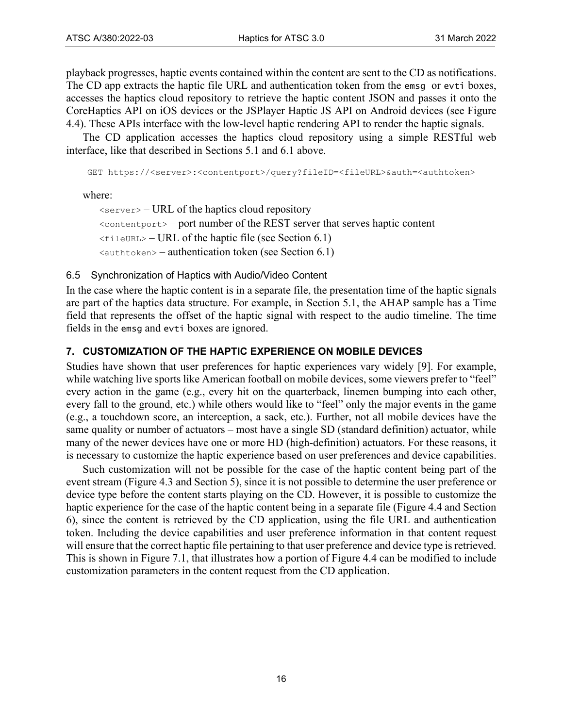playback progresses, haptic events contained within the content are sent to the CD as notifications. The CD app extracts the haptic file URL and authentication token from the `emsg` or `evti` boxes, accesses the haptics cloud repository to retrieve the haptic content JSON and passes it onto the CoreHaptics API on iOS devices or the JSPlayer Haptic JS API on Android devices (see Figure 4.4). These APIs interface with the low-level haptic rendering API to render the haptic signals.

The CD application accesses the haptics cloud repository using a simple RESTful web interface, like that described in Sections 5.1 and 6.1 above.

```
GET https://<server>:<contentport>/query?fileID=<fileURL>&auth=<authtoken>
```

where:

`<server>` – URL of the haptics cloud repository
`<contentport>` – port number of the REST server that serves haptic content
`<fileURL>` – URL of the haptic file (see Section 6.1)
`<authtoken>` – authentication token (see Section 6.1)

### 6.5 Synchronization of Haptics with Audio/Video Content

In the case where the haptic content is in a separate file, the presentation time of the haptic signals are part of the haptics data structure. For example, in Section 5.1, the AHAP sample has a Time field that represents the offset of the haptic signal with respect to the audio timeline. The time fields in the `emsg` and `evti` boxes are ignored.

## 7. CUSTOMIZATION OF THE HAPTIC EXPERIENCE ON MOBILE DEVICES

Studies have shown that user preferences for haptic experiences vary widely [9]. For example, while watching live sports like American football on mobile devices, some viewers prefer to "feel" every action in the game (e.g., every hit on the quarterback, linemen bumping into each other, every fall to the ground, etc.) while others would like to "feel" only the major events in the game (e.g., a touchdown score, an interception, a sack, etc.). Further, not all mobile devices have the same quality or number of actuators – most have a single SD (standard definition) actuator, while many of the newer devices have one or more HD (high-definition) actuators. For these reasons, it is necessary to customize the haptic experience based on user preferences and device capabilities.

Such customization will not be possible for the case of the haptic content being part of the event stream (Figure 4.3 and Section 5), since it is not possible to determine the user preference or device type before the content starts playing on the CD. However, it is possible to customize the haptic experience for the case of the haptic content being in a separate file (Figure 4.4 and Section 6), since the content is retrieved by the CD application, using the file URL and authentication token. Including the device capabilities and user preference information in that content request will ensure that the correct haptic file pertaining to that user preference and device type is retrieved. This is shown in Figure 7.1, that illustrates how a portion of Figure 4.4 can be modified to include customization parameters in the content request from the CD application.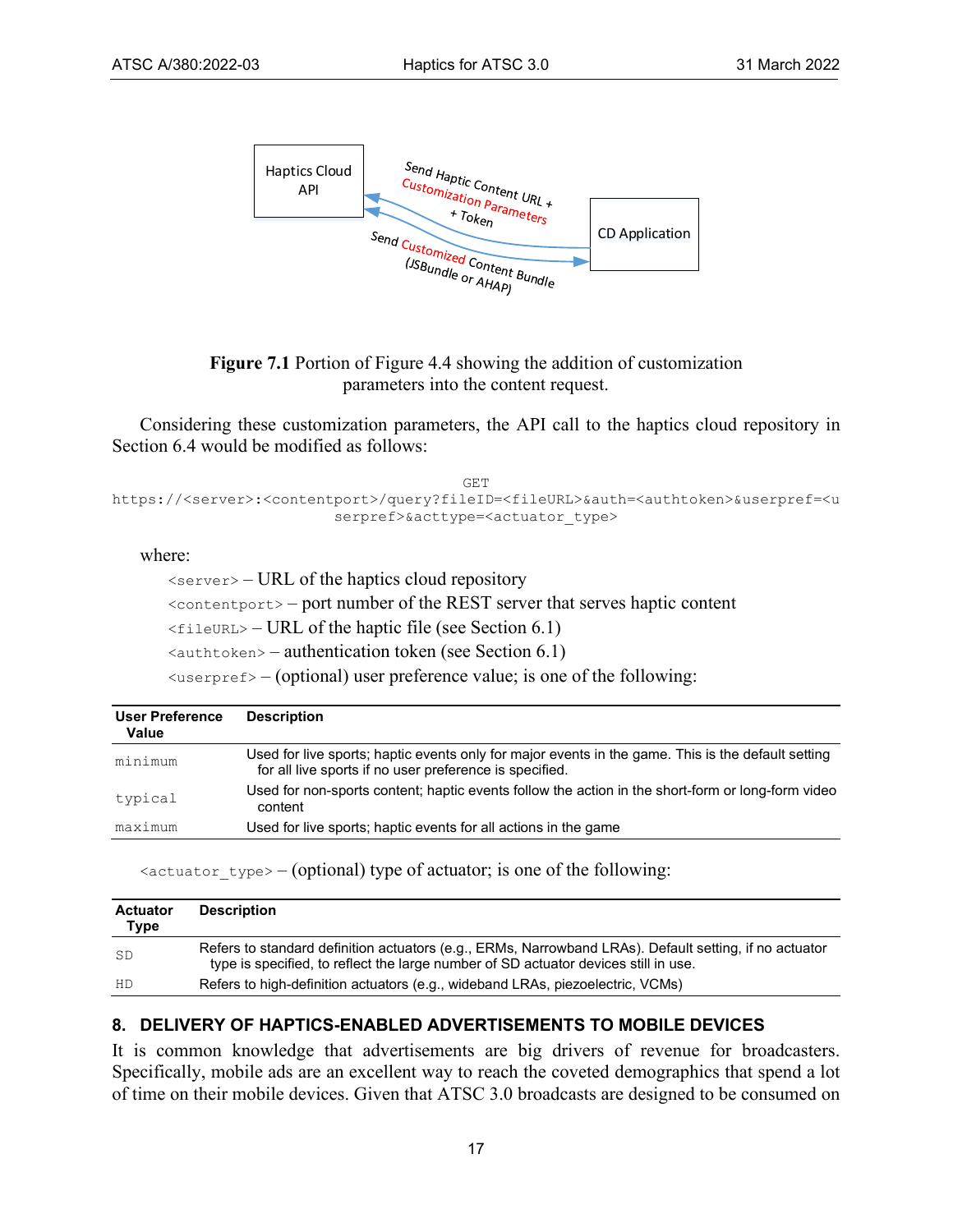Haptics Cloud API

Send Haptic Content URL + Customization Parameters + Token

Send Customized Content Bundle (JSBundle or AHAP)

CD Application

**Figure 7.1** Portion of Figure 4.4 showing the addition of customization parameters into the content request.

Considering these customization parameters, the API call to the haptics cloud repository in Section 6.4 would be modified as follows:

```
GET
https://<server>:<contentport>/query?fileID=<fileURL>&auth=<authtoken>&userpref=<userpref>&acttype=<actuator_type>
```

where:

- `<server>` – URL of the haptics cloud repository
- `<contentport>` – port number of the REST server that serves haptic content
- `<fileURL>` – URL of the haptic file (see Section 6.1)
- `<authtoken>` – authentication token (see Section 6.1)
- `<userpref>` – (optional) user preference value; is one of the following:

| User Preference Value | Description |
|---|---|
| `minimum` | Used for live sports; haptic events only for major events in the game. This is the default setting for all live sports if no user preference is specified. |
| `typical` | Used for non-sports content; haptic events follow the action in the short-form or long-form video content |
| `maximum` | Used for live sports; haptic events for all actions in the game |

`<actuator_type>` – (optional) type of actuator; is one of the following:

| Actuator Type | Description |
|---|---|
| `SD` | Refers to standard definition actuators (e.g., ERMs, Narrowband LRAs). Default setting, if no actuator type is specified, to reflect the large number of SD actuator devices still in use. |
| `HD` | Refers to high-definition actuators (e.g., wideband LRAs, piezoelectric, VCMs) |

## 8. DELIVERY OF HAPTICS-ENABLED ADVERTISEMENTS TO MOBILE DEVICES

It is common knowledge that advertisements are big drivers of revenue for broadcasters. Specifically, mobile ads are an excellent way to reach the coveted demographics that spend a lot of time on their mobile devices. Given that ATSC 3.0 broadcasts are designed to be consumed on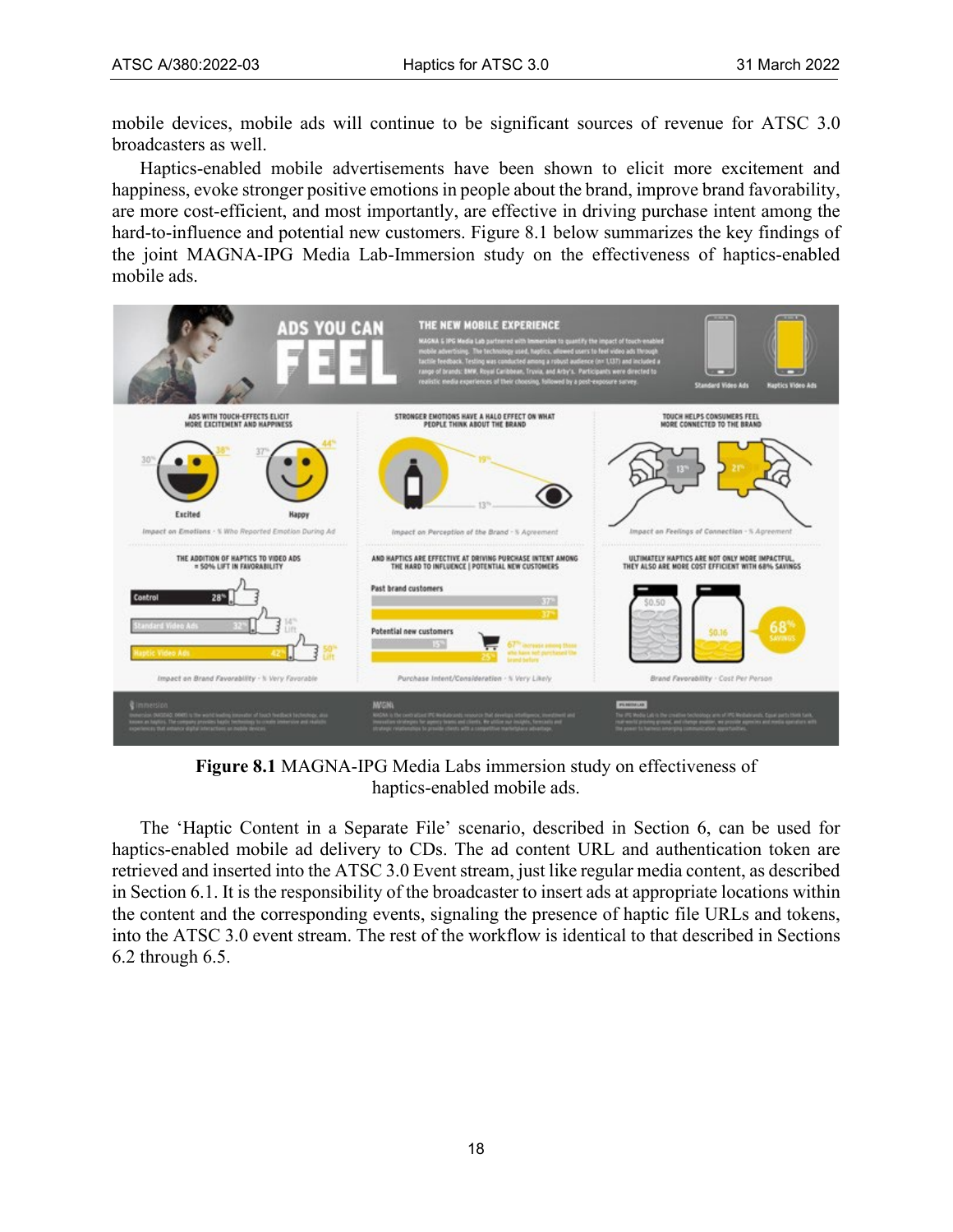mobile devices, mobile ads will continue to be significant sources of revenue for ATSC 3.0 broadcasters as well.

Haptics-enabled mobile advertisements have been shown to elicit more excitement and happiness, evoke stronger positive emotions in people about the brand, improve brand favorability, are more cost-efficient, and most importantly, are effective in driving purchase intent among the hard-to-influence and potential new customers. Figure 8.1 below summarizes the key findings of the joint MAGNA-IPG Media Lab-Immersion study on the effectiveness of haptics-enabled mobile ads.

ADS YOU CAN FEEL

THE NEW MOBILE EXPERIENCE

MAGNA & IPG Media Lab partnered with Immersion to quantify the impact of touch-enabled mobile advertising. The technology used, haptics, allowed users to feel video ads through tactile feedback. Testing was conducted among a robust audience (n= 1,137) and included a range of brands: BMW, Royal Caribbean, Truvia, and Arby's. Participants were directed to realistic media experiences of their choosing, followed by a post-exposure survey.

Standard Video Ads

Haptics Video Ads

ADS WITH TOUCH-EFFECTS ELICIT MORE EXCITEMENT AND HAPPINESS

30%

38%

37%

44%

Excited

Happy

Impact on Emotions - % Who Reported Emotion During Ad

STRONGER EMOTIONS HAVE A HALO EFFECT ON WHAT PEOPLE THINK ABOUT THE BRAND

19%

13%

Impact on Perception of the Brand - % Agreement

TOUCH HELPS CONSUMERS FEEL MORE CONNECTED TO THE BRAND

13%

21%

Impact on Feelings of Connection - % Agreement

THE ADDITION OF HAPTICS TO VIDEO ADS = 50% LIFT IN FAVORABILITY

Control 28%

Standard Video Ads 32%

14% Lift

Haptic Video Ads 42%

50% Lift

Impact on Brand Favorability - % Very Favorable

AND HAPTICS ARE EFFECTIVE AT DRIVING PURCHASE INTENT AMONG THE HARD TO INFLUENCE | POTENTIAL NEW CUSTOMERS

Past brand customers

37%

37%

Potential new customers

15%

25%

67% increase among those who have not purchased the brand before

Purchase Intent/Consideration - % Very Likely

ULTIMATELY HAPTICS ARE NOT ONLY MORE IMPACTFUL, THEY ALSO ARE MORE COST EFFICIENT WITH 68% SAVINGS

$0.50

$0.16

68% SAVINGS

Brand Favorability - Cost Per Person

**Figure 8.1** MAGNA-IPG Media Labs immersion study on effectiveness of haptics-enabled mobile ads.

The 'Haptic Content in a Separate File' scenario, described in Section 6, can be used for haptics-enabled mobile ad delivery to CDs. The ad content URL and authentication token are retrieved and inserted into the ATSC 3.0 Event stream, just like regular media content, as described in Section 6.1. It is the responsibility of the broadcaster to insert ads at appropriate locations within the content and the corresponding events, signaling the presence of haptic file URLs and tokens, into the ATSC 3.0 event stream. The rest of the workflow is identical to that described in Sections 6.2 through 6.5.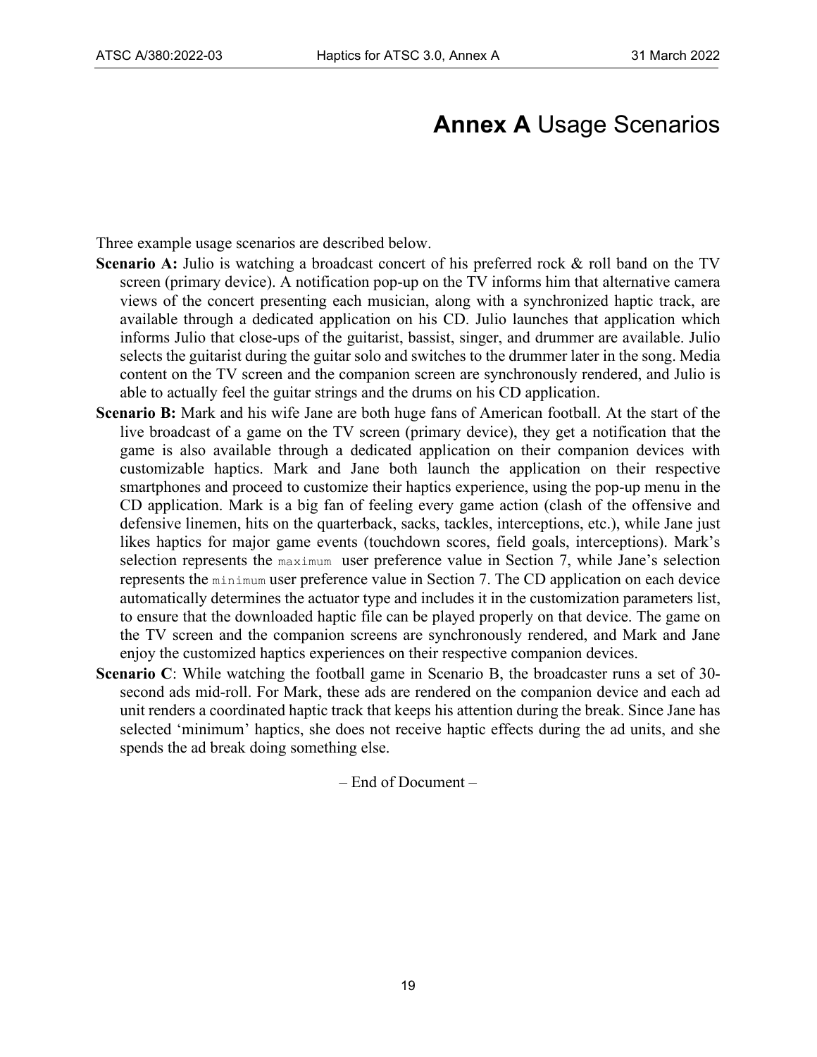# **Annex A** Usage Scenarios

Three example usage scenarios are described below.

**Scenario A:** Julio is watching a broadcast concert of his preferred rock & roll band on the TV screen (primary device). A notification pop-up on the TV informs him that alternative camera views of the concert presenting each musician, along with a synchronized haptic track, are available through a dedicated application on his CD. Julio launches that application which informs Julio that close-ups of the guitarist, bassist, singer, and drummer are available. Julio selects the guitarist during the guitar solo and switches to the drummer later in the song. Media content on the TV screen and the companion screen are synchronously rendered, and Julio is able to actually feel the guitar strings and the drums on his CD application.

**Scenario B:** Mark and his wife Jane are both huge fans of American football. At the start of the live broadcast of a game on the TV screen (primary device), they get a notification that the game is also available through a dedicated application on their companion devices with customizable haptics. Mark and Jane both launch the application on their respective smartphones and proceed to customize their haptics experience, using the pop-up menu in the CD application. Mark is a big fan of feeling every game action (clash of the offensive and defensive linemen, hits on the quarterback, sacks, tackles, interceptions, etc.), while Jane just likes haptics for major game events (touchdown scores, field goals, interceptions). Mark's selection represents the `maximum` user preference value in Section 7, while Jane's selection represents the `minimum` user preference value in Section 7. The CD application on each device automatically determines the actuator type and includes it in the customization parameters list, to ensure that the downloaded haptic file can be played properly on that device. The game on the TV screen and the companion screens are synchronously rendered, and Mark and Jane enjoy the customized haptics experiences on their respective companion devices.

**Scenario C**: While watching the football game in Scenario B, the broadcaster runs a set of 30-second ads mid-roll. For Mark, these ads are rendered on the companion device and each ad unit renders a coordinated haptic track that keeps his attention during the break. Since Jane has selected 'minimum' haptics, she does not receive haptic effects during the ad units, and she spends the ad break doing something else.

– End of Document –